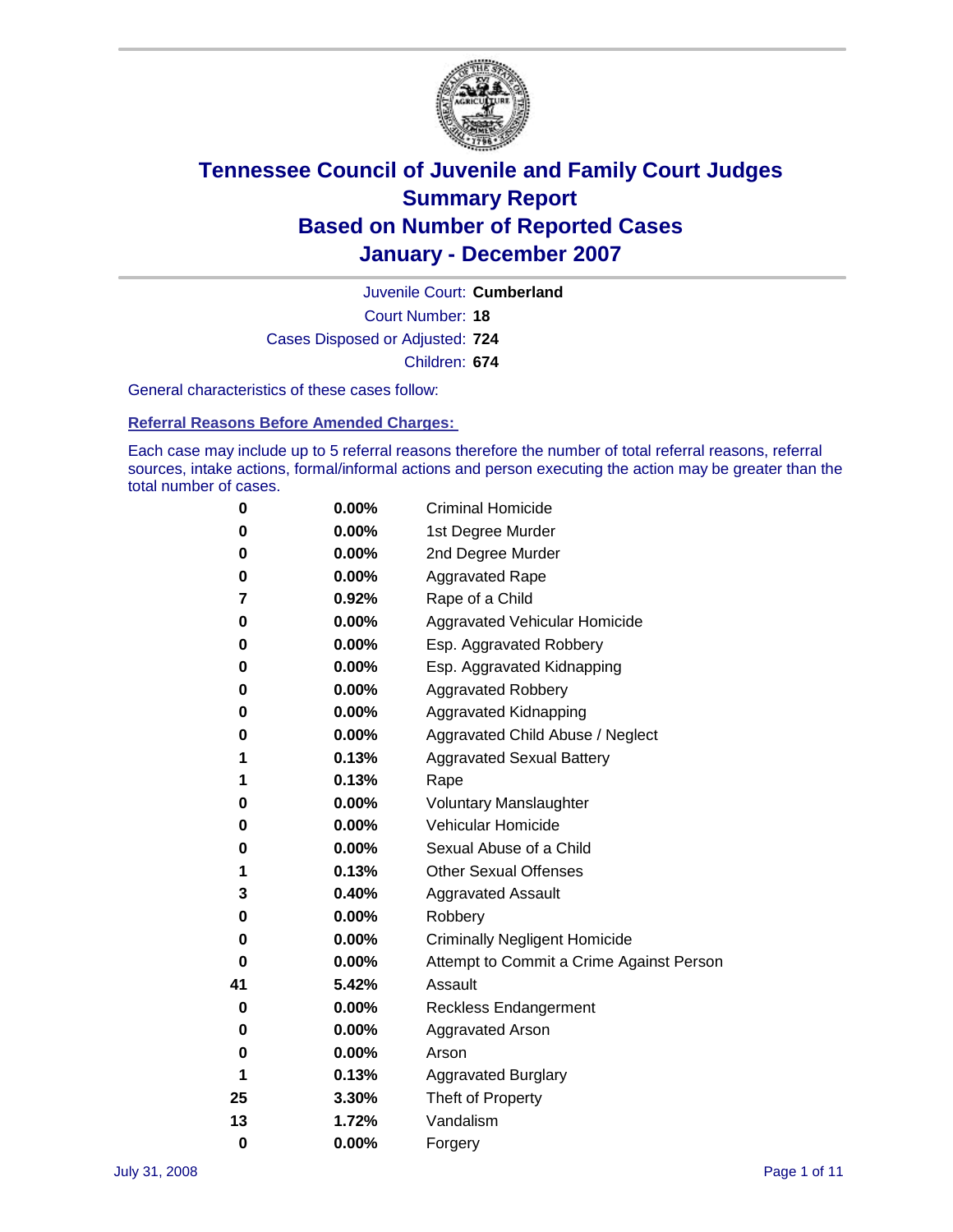# Tennessee Council of Juvenile and Family Court Judges
# Summary Report
# Based on Number of Reported Cases
# January - December 2007

Juvenile Court: **Cumberland**

Court Number: **18**

Cases Disposed or Adjusted: **724**

Children: **674**

General characteristics of these cases follow:

**Referral Reasons Before Amended Charges:**

Each case may include up to 5 referral reasons therefore the number of total referral reasons, referral sources, intake actions, formal/informal actions and person executing the action may be greater than the total number of cases.

| Count | Percent | Referral Reason |
|---|---|---|
| 0 | 0.00% | Criminal Homicide |
| 0 | 0.00% | 1st Degree Murder |
| 0 | 0.00% | 2nd Degree Murder |
| 0 | 0.00% | Aggravated Rape |
| 7 | 0.92% | Rape of a Child |
| 0 | 0.00% | Aggravated Vehicular Homicide |
| 0 | 0.00% | Esp. Aggravated Robbery |
| 0 | 0.00% | Esp. Aggravated Kidnapping |
| 0 | 0.00% | Aggravated Robbery |
| 0 | 0.00% | Aggravated Kidnapping |
| 0 | 0.00% | Aggravated Child Abuse / Neglect |
| 1 | 0.13% | Aggravated Sexual Battery |
| 1 | 0.13% | Rape |
| 0 | 0.00% | Voluntary Manslaughter |
| 0 | 0.00% | Vehicular Homicide |
| 0 | 0.00% | Sexual Abuse of a Child |
| 1 | 0.13% | Other Sexual Offenses |
| 3 | 0.40% | Aggravated Assault |
| 0 | 0.00% | Robbery |
| 0 | 0.00% | Criminally Negligent Homicide |
| 0 | 0.00% | Attempt to Commit a Crime Against Person |
| 41 | 5.42% | Assault |
| 0 | 0.00% | Reckless Endangerment |
| 0 | 0.00% | Aggravated Arson |
| 0 | 0.00% | Arson |
| 1 | 0.13% | Aggravated Burglary |
| 25 | 3.30% | Theft of Property |
| 13 | 1.72% | Vandalism |
| 0 | 0.00% | Forgery |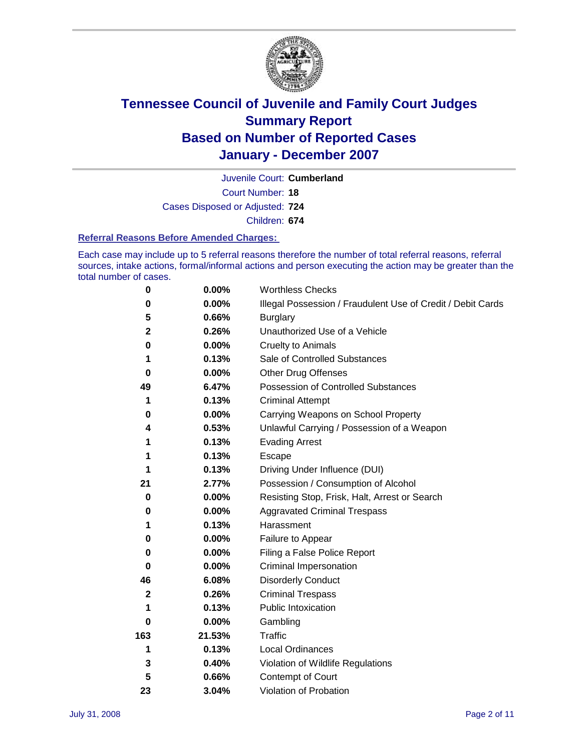# Tennessee Council of Juvenile and Family Court Judges
## Summary Report
## Based on Number of Reported Cases
## January - December 2007

Juvenile Court: **Cumberland**

Court Number: **18**

Cases Disposed or Adjusted: **724**

Children: **674**

### Referral Reasons Before Amended Charges:

Each case may include up to 5 referral reasons therefore the number of total referral reasons, referral sources, intake actions, formal/informal actions and person executing the action may be greater than the total number of cases.

| | | |
|---|---|---|
| 0 | 0.00% | Worthless Checks |
| 0 | 0.00% | Illegal Possession / Fraudulent Use of Credit / Debit Cards |
| 5 | 0.66% | Burglary |
| 2 | 0.26% | Unauthorized Use of a Vehicle |
| 0 | 0.00% | Cruelty to Animals |
| 1 | 0.13% | Sale of Controlled Substances |
| 0 | 0.00% | Other Drug Offenses |
| 49 | 6.47% | Possession of Controlled Substances |
| 1 | 0.13% | Criminal Attempt |
| 0 | 0.00% | Carrying Weapons on School Property |
| 4 | 0.53% | Unlawful Carrying / Possession of a Weapon |
| 1 | 0.13% | Evading Arrest |
| 1 | 0.13% | Escape |
| 1 | 0.13% | Driving Under Influence (DUI) |
| 21 | 2.77% | Possession / Consumption of Alcohol |
| 0 | 0.00% | Resisting Stop, Frisk, Halt, Arrest or Search |
| 0 | 0.00% | Aggravated Criminal Trespass |
| 1 | 0.13% | Harassment |
| 0 | 0.00% | Failure to Appear |
| 0 | 0.00% | Filing a False Police Report |
| 0 | 0.00% | Criminal Impersonation |
| 46 | 6.08% | Disorderly Conduct |
| 2 | 0.26% | Criminal Trespass |
| 1 | 0.13% | Public Intoxication |
| 0 | 0.00% | Gambling |
| 163 | 21.53% | Traffic |
| 1 | 0.13% | Local Ordinances |
| 3 | 0.40% | Violation of Wildlife Regulations |
| 5 | 0.66% | Contempt of Court |
| 23 | 3.04% | Violation of Probation |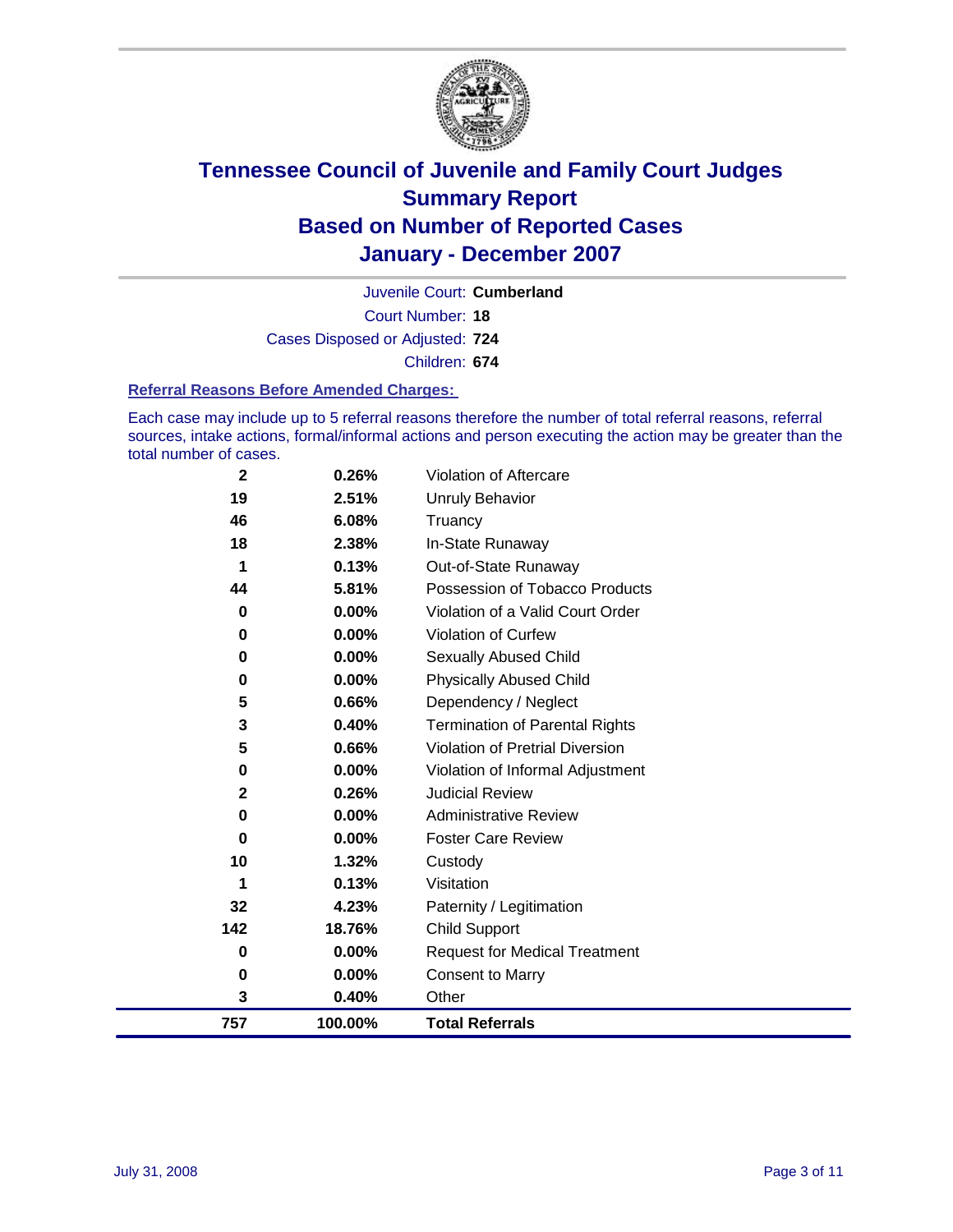# Tennessee Council of Juvenile and Family Court Judges
## Summary Report
## Based on Number of Reported Cases
## January - December 2007

Juvenile Court: **Cumberland**

Court Number: **18**

Cases Disposed or Adjusted: **724**

Children: **674**

### Referral Reasons Before Amended Charges:

Each case may include up to 5 referral reasons therefore the number of total referral reasons, referral sources, intake actions, formal/informal actions and person executing the action may be greater than the total number of cases.

| Count | Percent | Referral Reason |
|---|---|---|
| 2 | 0.26% | Violation of Aftercare |
| 19 | 2.51% | Unruly Behavior |
| 46 | 6.08% | Truancy |
| 18 | 2.38% | In-State Runaway |
| 1 | 0.13% | Out-of-State Runaway |
| 44 | 5.81% | Possession of Tobacco Products |
| 0 | 0.00% | Violation of a Valid Court Order |
| 0 | 0.00% | Violation of Curfew |
| 0 | 0.00% | Sexually Abused Child |
| 0 | 0.00% | Physically Abused Child |
| 5 | 0.66% | Dependency / Neglect |
| 3 | 0.40% | Termination of Parental Rights |
| 5 | 0.66% | Violation of Pretrial Diversion |
| 0 | 0.00% | Violation of Informal Adjustment |
| 2 | 0.26% | Judicial Review |
| 0 | 0.00% | Administrative Review |
| 0 | 0.00% | Foster Care Review |
| 10 | 1.32% | Custody |
| 1 | 0.13% | Visitation |
| 32 | 4.23% | Paternity / Legitimation |
| 142 | 18.76% | Child Support |
| 0 | 0.00% | Request for Medical Treatment |
| 0 | 0.00% | Consent to Marry |
| 3 | 0.40% | Other |
| **757** | **100.00%** | **Total Referrals** |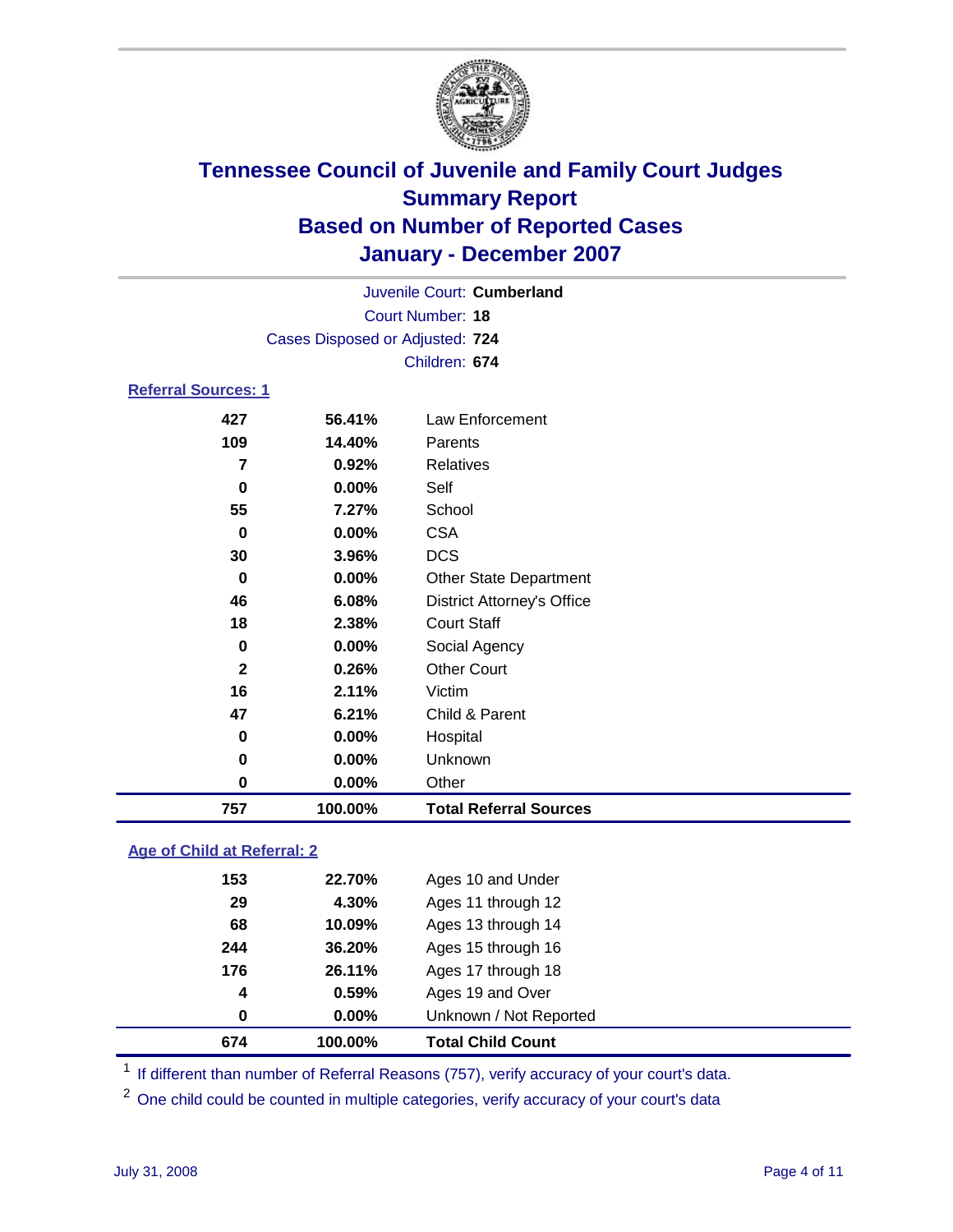# Tennessee Council of Juvenile and Family Court Judges
## Summary Report
## Based on Number of Reported Cases
## January - December 2007

Juvenile Court: **Cumberland**
Court Number: **18**
Cases Disposed or Adjusted: **724**
Children: **674**

### Referral Sources: 1

| Count | Percent | Source |
|---|---|---|
| 427 | 56.41% | Law Enforcement |
| 109 | 14.40% | Parents |
| 7 | 0.92% | Relatives |
| 0 | 0.00% | Self |
| 55 | 7.27% | School |
| 0 | 0.00% | CSA |
| 30 | 3.96% | DCS |
| 0 | 0.00% | Other State Department |
| 46 | 6.08% | District Attorney's Office |
| 18 | 2.38% | Court Staff |
| 0 | 0.00% | Social Agency |
| 2 | 0.26% | Other Court |
| 16 | 2.11% | Victim |
| 47 | 6.21% | Child & Parent |
| 0 | 0.00% | Hospital |
| 0 | 0.00% | Unknown |
| 0 | 0.00% | Other |
| **757** | **100.00%** | **Total Referral Sources** |

### Age of Child at Referral: 2

| Count | Percent | Age Group |
|---|---|---|
| 153 | 22.70% | Ages 10 and Under |
| 29 | 4.30% | Ages 11 through 12 |
| 68 | 10.09% | Ages 13 through 14 |
| 244 | 36.20% | Ages 15 through 16 |
| 176 | 26.11% | Ages 17 through 18 |
| 4 | 0.59% | Ages 19 and Over |
| 0 | 0.00% | Unknown / Not Reported |
| **674** | **100.00%** | **Total Child Count** |

[1] If different than number of Referral Reasons (757), verify accuracy of your court's data.

[2] One child could be counted in multiple categories, verify accuracy of your court's data

July 31, 2008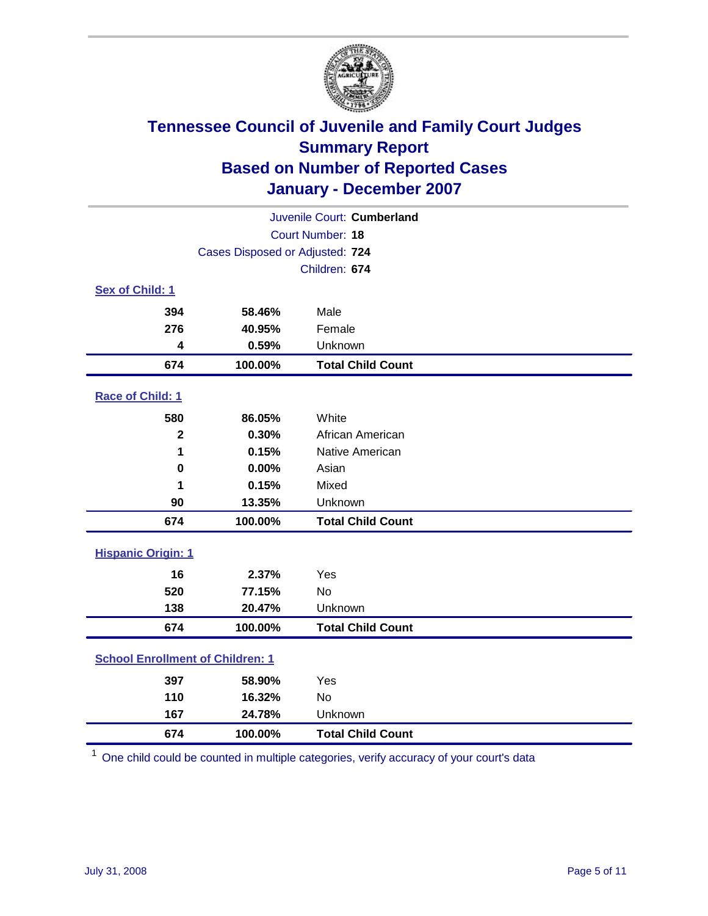# Tennessee Council of Juvenile and Family Court Judges
## Summary Report
## Based on Number of Reported Cases
## January - December 2007

Juvenile Court: **Cumberland**

Court Number: **18**

Cases Disposed or Adjusted: **724**

Children: **674**

### Sex of Child: 1

| | | |
|---|---|---|
| 394 | 58.46% | Male |
| 276 | 40.95% | Female |
| 4 | 0.59% | Unknown |
| **674** | **100.00%** | **Total Child Count** |

### Race of Child: 1

| | | |
|---|---|---|
| 580 | 86.05% | White |
| 2 | 0.30% | African American |
| 1 | 0.15% | Native American |
| 0 | 0.00% | Asian |
| 1 | 0.15% | Mixed |
| 90 | 13.35% | Unknown |
| **674** | **100.00%** | **Total Child Count** |

### Hispanic Origin: 1

| | | |
|---|---|---|
| 16 | 2.37% | Yes |
| 520 | 77.15% | No |
| 138 | 20.47% | Unknown |
| **674** | **100.00%** | **Total Child Count** |

### School Enrollment of Children: 1

| | | |
|---|---|---|
| 397 | 58.90% | Yes |
| 110 | 16.32% | No |
| 167 | 24.78% | Unknown |
| **674** | **100.00%** | **Total Child Count** |

[1] One child could be counted in multiple categories, verify accuracy of your court's data

July 31, 2008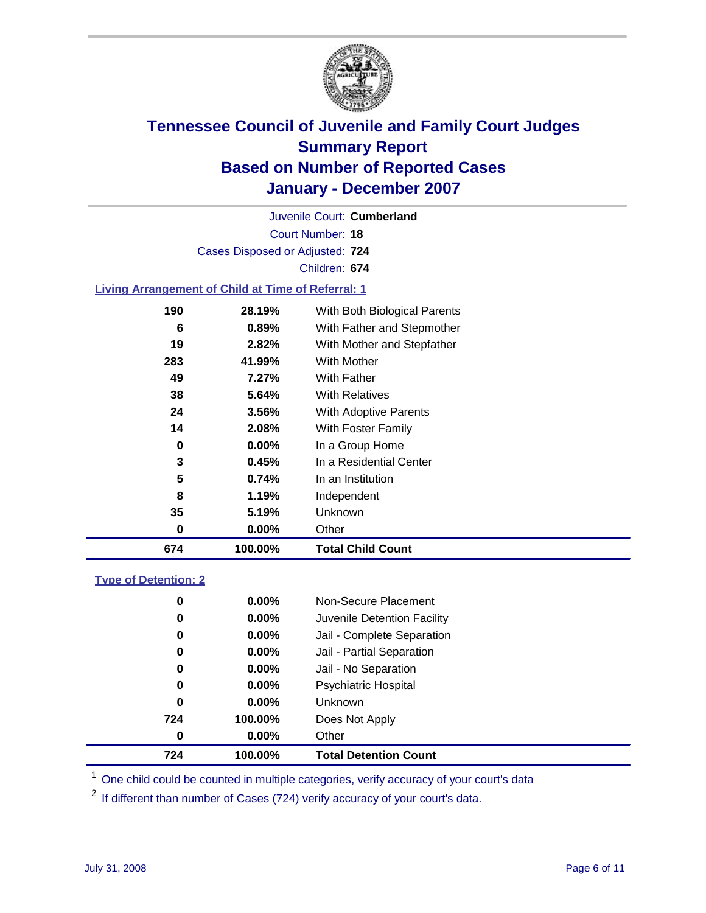# Tennessee Council of Juvenile and Family Court Judges
## Summary Report
## Based on Number of Reported Cases
## January - December 2007

Juvenile Court: **Cumberland**

Court Number: **18**

Cases Disposed or Adjusted: **724**

Children: **674**

### Living Arrangement of Child at Time of Referral: 1

| | | |
|---|---|---|
| 190 | 28.19% | With Both Biological Parents |
| 6 | 0.89% | With Father and Stepmother |
| 19 | 2.82% | With Mother and Stepfather |
| 283 | 41.99% | With Mother |
| 49 | 7.27% | With Father |
| 38 | 5.64% | With Relatives |
| 24 | 3.56% | With Adoptive Parents |
| 14 | 2.08% | With Foster Family |
| 0 | 0.00% | In a Group Home |
| 3 | 0.45% | In a Residential Center |
| 5 | 0.74% | In an Institution |
| 8 | 1.19% | Independent |
| 35 | 5.19% | Unknown |
| 0 | 0.00% | Other |
| **674** | **100.00%** | **Total Child Count** |

### Type of Detention: 2

| | | |
|---|---|---|
| 0 | 0.00% | Non-Secure Placement |
| 0 | 0.00% | Juvenile Detention Facility |
| 0 | 0.00% | Jail - Complete Separation |
| 0 | 0.00% | Jail - Partial Separation |
| 0 | 0.00% | Jail - No Separation |
| 0 | 0.00% | Psychiatric Hospital |
| 0 | 0.00% | Unknown |
| 724 | 100.00% | Does Not Apply |
| 0 | 0.00% | Other |
| **724** | **100.00%** | **Total Detention Count** |

[1] One child could be counted in multiple categories, verify accuracy of your court's data

[2] If different than number of Cases (724) verify accuracy of your court's data.

July 31, 2008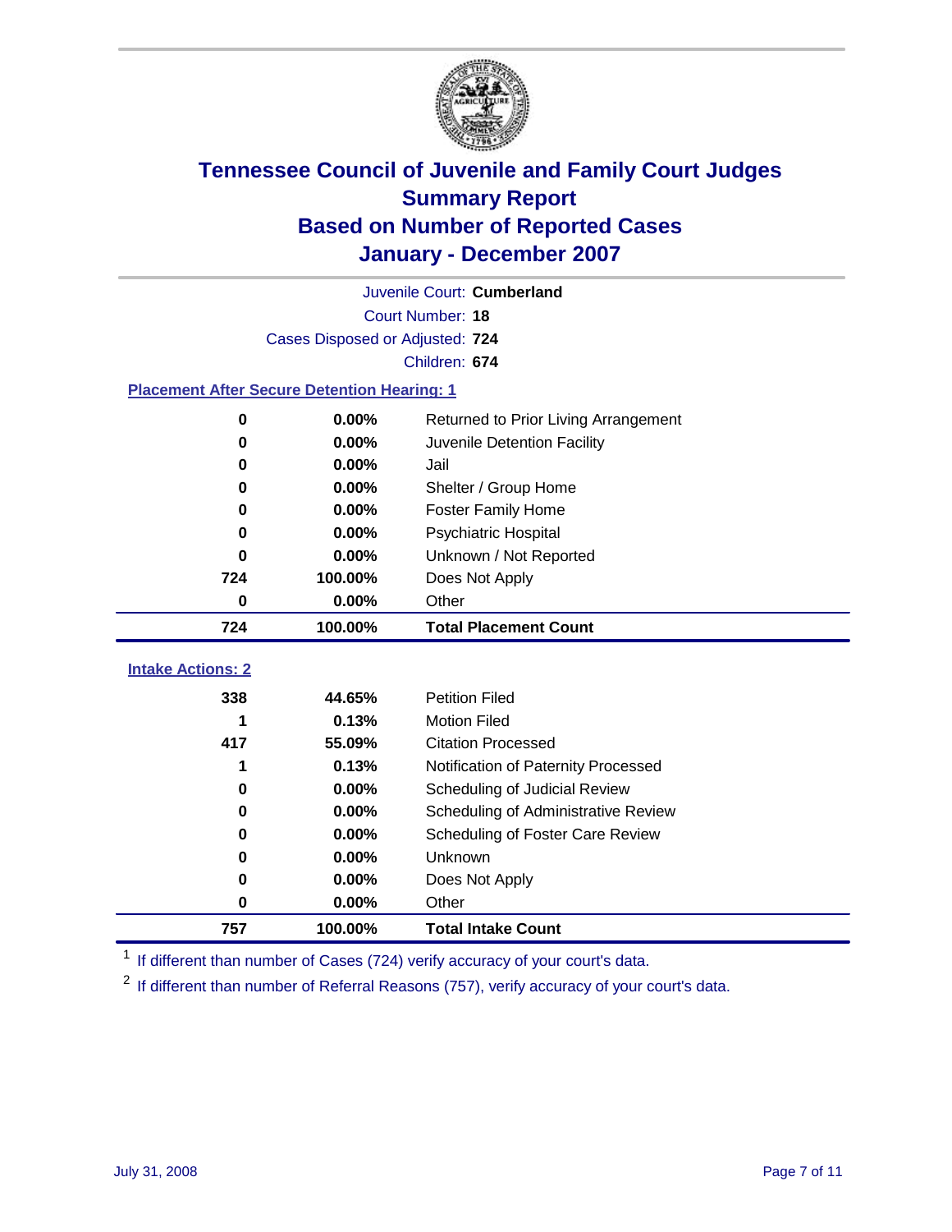# Tennessee Council of Juvenile and Family Court Judges
# Summary Report
# Based on Number of Reported Cases
# January - December 2007

Juvenile Court: **Cumberland**

Court Number: **18**

Cases Disposed or Adjusted: **724**

Children: **674**

### Placement After Secure Detention Hearing: 1

| | | |
|---|---|---|
| 0 | 0.00% | Returned to Prior Living Arrangement |
| 0 | 0.00% | Juvenile Detention Facility |
| 0 | 0.00% | Jail |
| 0 | 0.00% | Shelter / Group Home |
| 0 | 0.00% | Foster Family Home |
| 0 | 0.00% | Psychiatric Hospital |
| 0 | 0.00% | Unknown / Not Reported |
| 724 | 100.00% | Does Not Apply |
| 0 | 0.00% | Other |
| **724** | **100.00%** | **Total Placement Count** |

### Intake Actions: 2

| | | |
|---|---|---|
| 338 | 44.65% | Petition Filed |
| 1 | 0.13% | Motion Filed |
| 417 | 55.09% | Citation Processed |
| 1 | 0.13% | Notification of Paternity Processed |
| 0 | 0.00% | Scheduling of Judicial Review |
| 0 | 0.00% | Scheduling of Administrative Review |
| 0 | 0.00% | Scheduling of Foster Care Review |
| 0 | 0.00% | Unknown |
| 0 | 0.00% | Does Not Apply |
| 0 | 0.00% | Other |
| **757** | **100.00%** | **Total Intake Count** |

[1] If different than number of Cases (724) verify accuracy of your court's data.

[2] If different than number of Referral Reasons (757), verify accuracy of your court's data.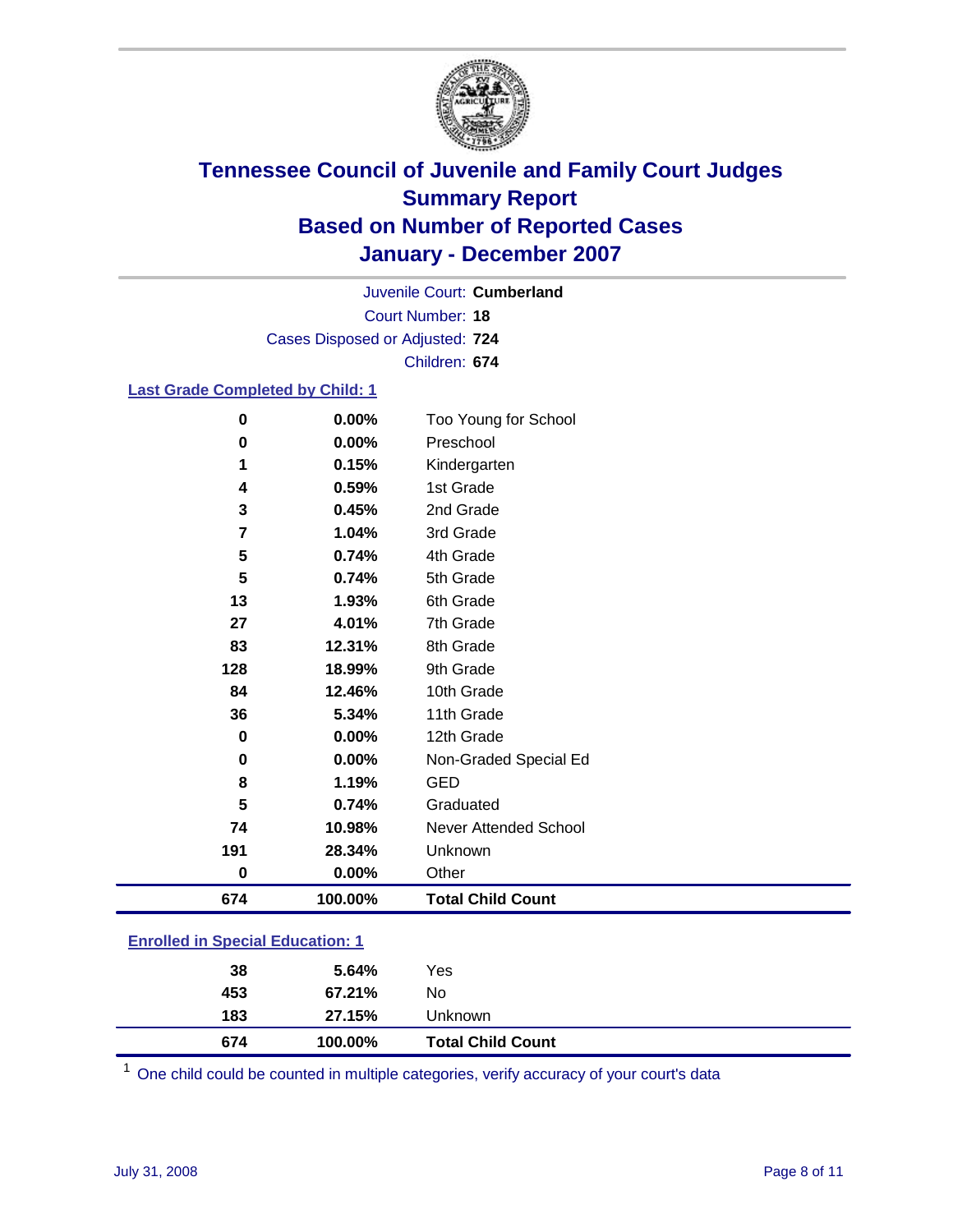# Tennessee Council of Juvenile and Family Court Judges
## Summary Report
## Based on Number of Reported Cases
## January - December 2007

Juvenile Court: **Cumberland**
Court Number: **18**
Cases Disposed or Adjusted: **724**
Children: **674**

### Last Grade Completed by Child: 1

| Count | Percent | Category |
|---|---|---|
| 0 | 0.00% | Too Young for School |
| 0 | 0.00% | Preschool |
| 1 | 0.15% | Kindergarten |
| 4 | 0.59% | 1st Grade |
| 3 | 0.45% | 2nd Grade |
| 7 | 1.04% | 3rd Grade |
| 5 | 0.74% | 4th Grade |
| 5 | 0.74% | 5th Grade |
| 13 | 1.93% | 6th Grade |
| 27 | 4.01% | 7th Grade |
| 83 | 12.31% | 8th Grade |
| 128 | 18.99% | 9th Grade |
| 84 | 12.46% | 10th Grade |
| 36 | 5.34% | 11th Grade |
| 0 | 0.00% | 12th Grade |
| 0 | 0.00% | Non-Graded Special Ed |
| 8 | 1.19% | GED |
| 5 | 0.74% | Graduated |
| 74 | 10.98% | Never Attended School |
| 191 | 28.34% | Unknown |
| 0 | 0.00% | Other |
| **674** | **100.00%** | **Total Child Count** |

### Enrolled in Special Education: 1

| Count | Percent | Category |
|---|---|---|
| 38 | 5.64% | Yes |
| 453 | 67.21% | No |
| 183 | 27.15% | Unknown |
| **674** | **100.00%** | **Total Child Count** |

[1] One child could be counted in multiple categories, verify accuracy of your court's data

July 31, 2008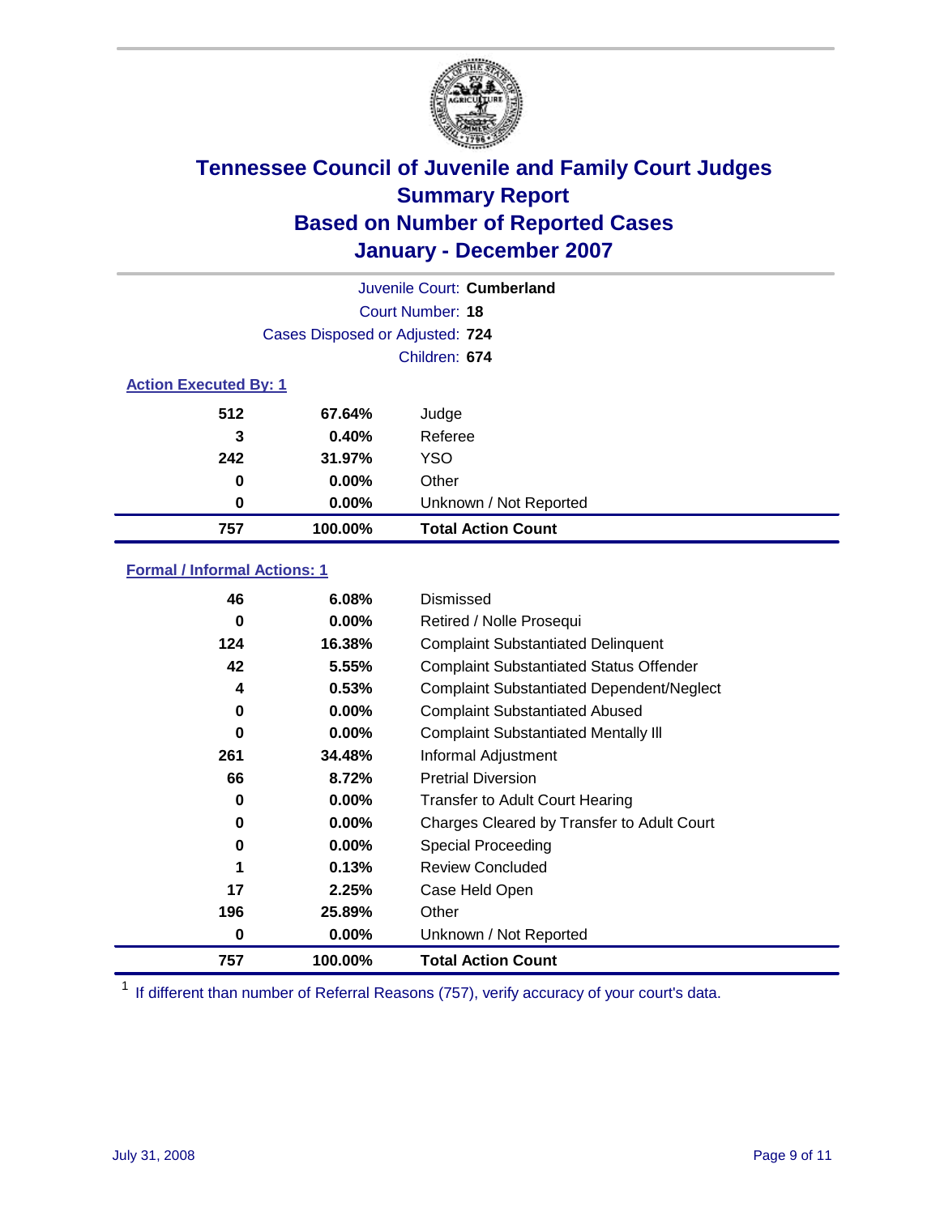# Tennessee Council of Juvenile and Family Court Judges
## Summary Report
## Based on Number of Reported Cases
## January - December 2007

Juvenile Court: **Cumberland**
Court Number: **18**
Cases Disposed or Adjusted: **724**
Children: **674**

### Action Executed By: 1

| | | |
|---|---|---|
| 512 | 67.64% | Judge |
| 3 | 0.40% | Referee |
| 242 | 31.97% | YSO |
| 0 | 0.00% | Other |
| 0 | 0.00% | Unknown / Not Reported |
| **757** | **100.00%** | **Total Action Count** |

### Formal / Informal Actions: 1

| | | |
|---|---|---|
| 46 | 6.08% | Dismissed |
| 0 | 0.00% | Retired / Nolle Prosequi |
| 124 | 16.38% | Complaint Substantiated Delinquent |
| 42 | 5.55% | Complaint Substantiated Status Offender |
| 4 | 0.53% | Complaint Substantiated Dependent/Neglect |
| 0 | 0.00% | Complaint Substantiated Abused |
| 0 | 0.00% | Complaint Substantiated Mentally Ill |
| 261 | 34.48% | Informal Adjustment |
| 66 | 8.72% | Pretrial Diversion |
| 0 | 0.00% | Transfer to Adult Court Hearing |
| 0 | 0.00% | Charges Cleared by Transfer to Adult Court |
| 0 | 0.00% | Special Proceeding |
| 1 | 0.13% | Review Concluded |
| 17 | 2.25% | Case Held Open |
| 196 | 25.89% | Other |
| 0 | 0.00% | Unknown / Not Reported |
| **757** | **100.00%** | **Total Action Count** |

[1] If different than number of Referral Reasons (757), verify accuracy of your court's data.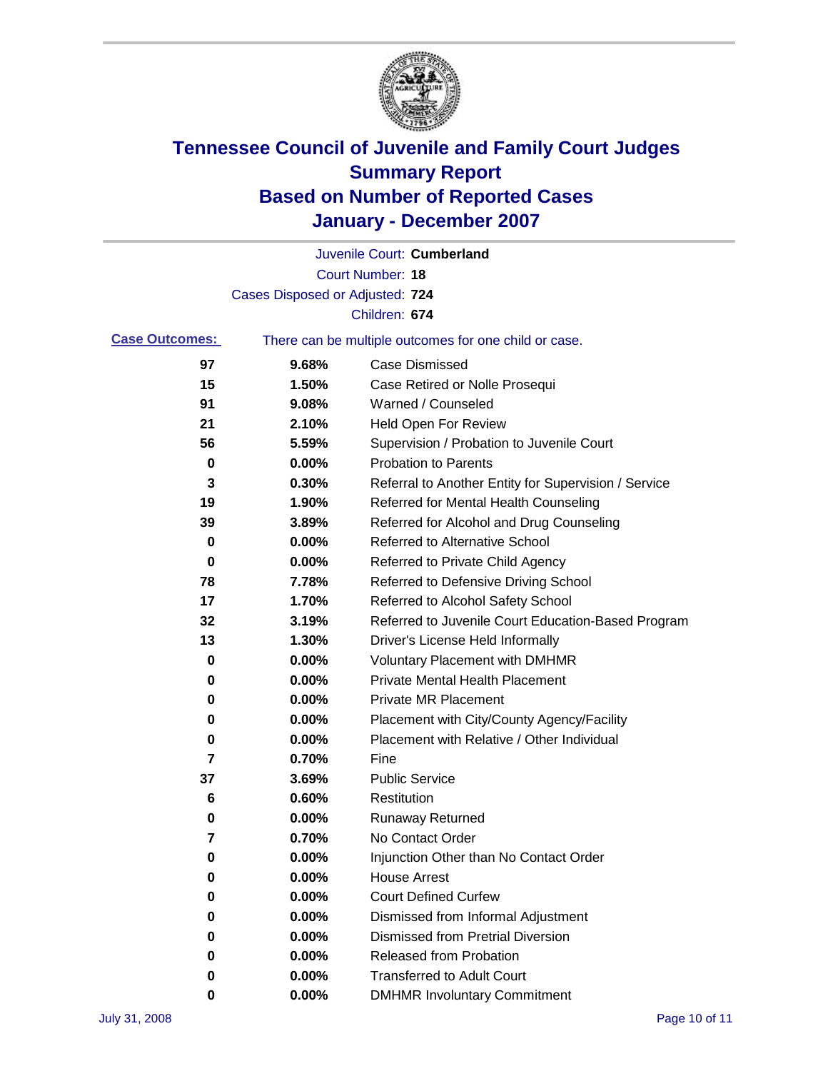# Tennessee Council of Juvenile and Family Court Judges
# Summary Report
# Based on Number of Reported Cases
# January - December 2007

Juvenile Court: **Cumberland**

Court Number: **18**

Cases Disposed or Adjusted: **724**

Children: **674**

**Case Outcomes:** There can be multiple outcomes for one child or case.

| Count | Percent | Outcome |
|---|---|---|
| 97 | 9.68% | Case Dismissed |
| 15 | 1.50% | Case Retired or Nolle Prosequi |
| 91 | 9.08% | Warned / Counseled |
| 21 | 2.10% | Held Open For Review |
| 56 | 5.59% | Supervision / Probation to Juvenile Court |
| 0 | 0.00% | Probation to Parents |
| 3 | 0.30% | Referral to Another Entity for Supervision / Service |
| 19 | 1.90% | Referred for Mental Health Counseling |
| 39 | 3.89% | Referred for Alcohol and Drug Counseling |
| 0 | 0.00% | Referred to Alternative School |
| 0 | 0.00% | Referred to Private Child Agency |
| 78 | 7.78% | Referred to Defensive Driving School |
| 17 | 1.70% | Referred to Alcohol Safety School |
| 32 | 3.19% | Referred to Juvenile Court Education-Based Program |
| 13 | 1.30% | Driver's License Held Informally |
| 0 | 0.00% | Voluntary Placement with DMHMR |
| 0 | 0.00% | Private Mental Health Placement |
| 0 | 0.00% | Private MR Placement |
| 0 | 0.00% | Placement with City/County Agency/Facility |
| 0 | 0.00% | Placement with Relative / Other Individual |
| 7 | 0.70% | Fine |
| 37 | 3.69% | Public Service |
| 6 | 0.60% | Restitution |
| 0 | 0.00% | Runaway Returned |
| 7 | 0.70% | No Contact Order |
| 0 | 0.00% | Injunction Other than No Contact Order |
| 0 | 0.00% | House Arrest |
| 0 | 0.00% | Court Defined Curfew |
| 0 | 0.00% | Dismissed from Informal Adjustment |
| 0 | 0.00% | Dismissed from Pretrial Diversion |
| 0 | 0.00% | Released from Probation |
| 0 | 0.00% | Transferred to Adult Court |
| 0 | 0.00% | DMHMR Involuntary Commitment |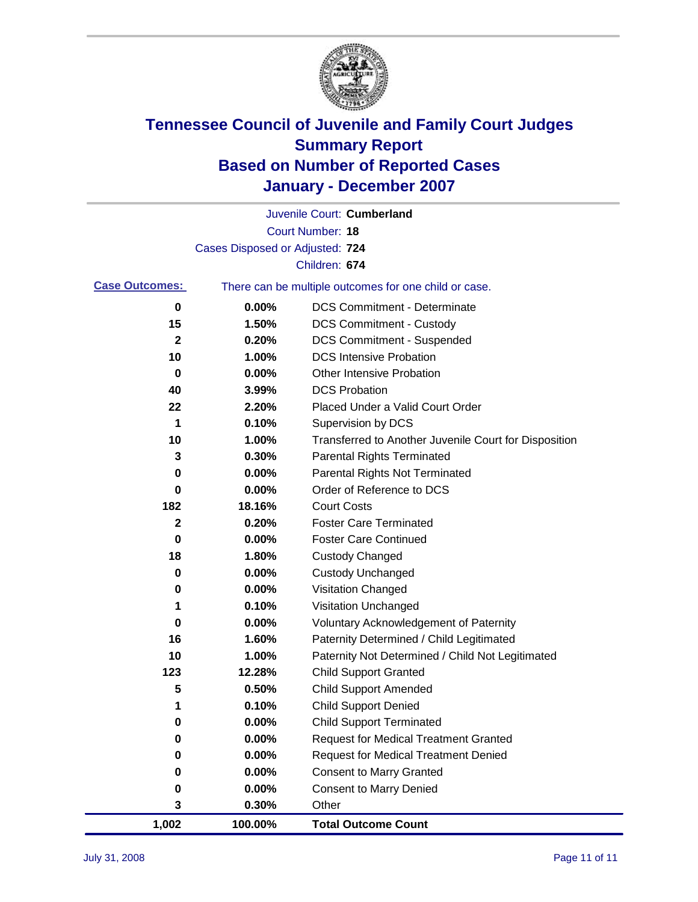# Tennessee Council of Juvenile and Family Court Judges
## Summary Report
## Based on Number of Reported Cases
## January - December 2007

Juvenile Court: **Cumberland**

Court Number: **18**

Cases Disposed or Adjusted: **724**

Children: **674**

**Case Outcomes:** There can be multiple outcomes for one child or case.

| | | |
|---|---|---|
| 0 | 0.00% | DCS Commitment - Determinate |
| 15 | 1.50% | DCS Commitment - Custody |
| 2 | 0.20% | DCS Commitment - Suspended |
| 10 | 1.00% | DCS Intensive Probation |
| 0 | 0.00% | Other Intensive Probation |
| 40 | 3.99% | DCS Probation |
| 22 | 2.20% | Placed Under a Valid Court Order |
| 1 | 0.10% | Supervision by DCS |
| 10 | 1.00% | Transferred to Another Juvenile Court for Disposition |
| 3 | 0.30% | Parental Rights Terminated |
| 0 | 0.00% | Parental Rights Not Terminated |
| 0 | 0.00% | Order of Reference to DCS |
| 182 | 18.16% | Court Costs |
| 2 | 0.20% | Foster Care Terminated |
| 0 | 0.00% | Foster Care Continued |
| 18 | 1.80% | Custody Changed |
| 0 | 0.00% | Custody Unchanged |
| 0 | 0.00% | Visitation Changed |
| 1 | 0.10% | Visitation Unchanged |
| 0 | 0.00% | Voluntary Acknowledgement of Paternity |
| 16 | 1.60% | Paternity Determined / Child Legitimated |
| 10 | 1.00% | Paternity Not Determined / Child Not Legitimated |
| 123 | 12.28% | Child Support Granted |
| 5 | 0.50% | Child Support Amended |
| 1 | 0.10% | Child Support Denied |
| 0 | 0.00% | Child Support Terminated |
| 0 | 0.00% | Request for Medical Treatment Granted |
| 0 | 0.00% | Request for Medical Treatment Denied |
| 0 | 0.00% | Consent to Marry Granted |
| 0 | 0.00% | Consent to Marry Denied |
| 3 | 0.30% | Other |
| **1,002** | **100.00%** | **Total Outcome Count** |